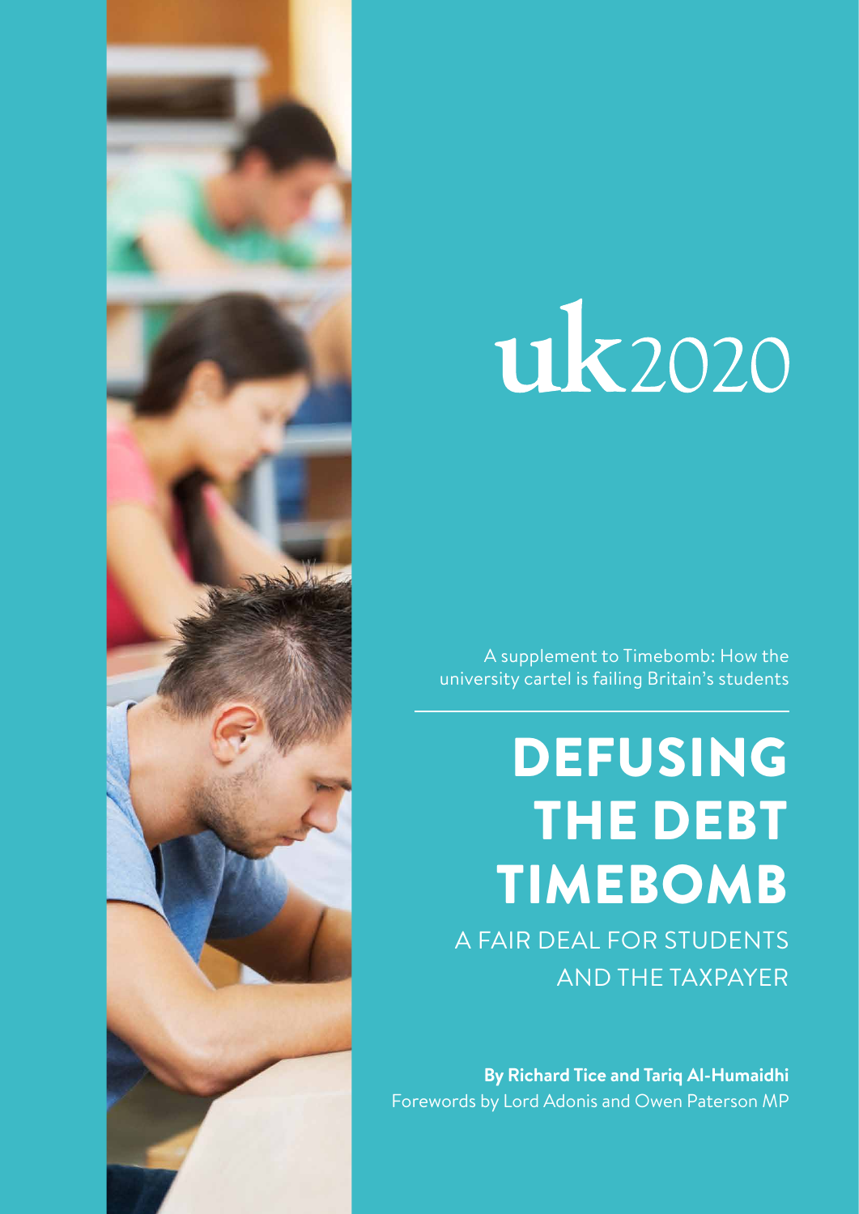uk2020

A supplement to Timebomb: How the university cartel is failing Britain's students

# DEFUSING THE DEBT TIMEBOMB

## A FAIR DEAL FOR STUDENTS AND THE TAXPAYER

**By Richard Tice and Tariq Al-Humaidhi**

Forewords by Lord Adonis and Owen Paterson MP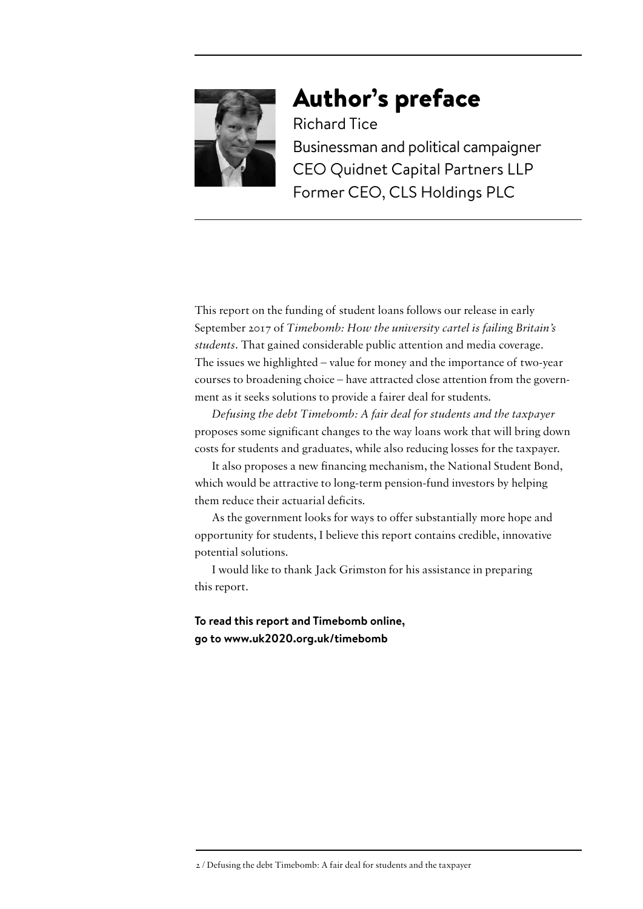# Author's preface

Richard Tice

Businessman and political campaigner

CEO Quidnet Capital Partners LLP

Former CEO, CLS Holdings PLC

This report on the funding of student loans follows our release in early September 2017 of *Timebomb: How the university cartel is failing Britain's students*. That gained considerable public attention and media coverage. The issues we highlighted – value for money and the importance of two-year courses to broadening choice – have attracted close attention from the government as it seeks solutions to provide a fairer deal for students.

*Defusing the debt Timebomb: A fair deal for students and the taxpayer* proposes some significant changes to the way loans work that will bring down costs for students and graduates, while also reducing losses for the taxpayer.

It also proposes a new financing mechanism, the National Student Bond, which would be attractive to long-term pension-fund investors by helping them reduce their actuarial deficits.

As the government looks for ways to offer substantially more hope and opportunity for students, I believe this report contains credible, innovative potential solutions.

I would like to thank Jack Grimston for his assistance in preparing this report.

**To read this report and Timebomb online, go to www.uk2020.org.uk/timebomb**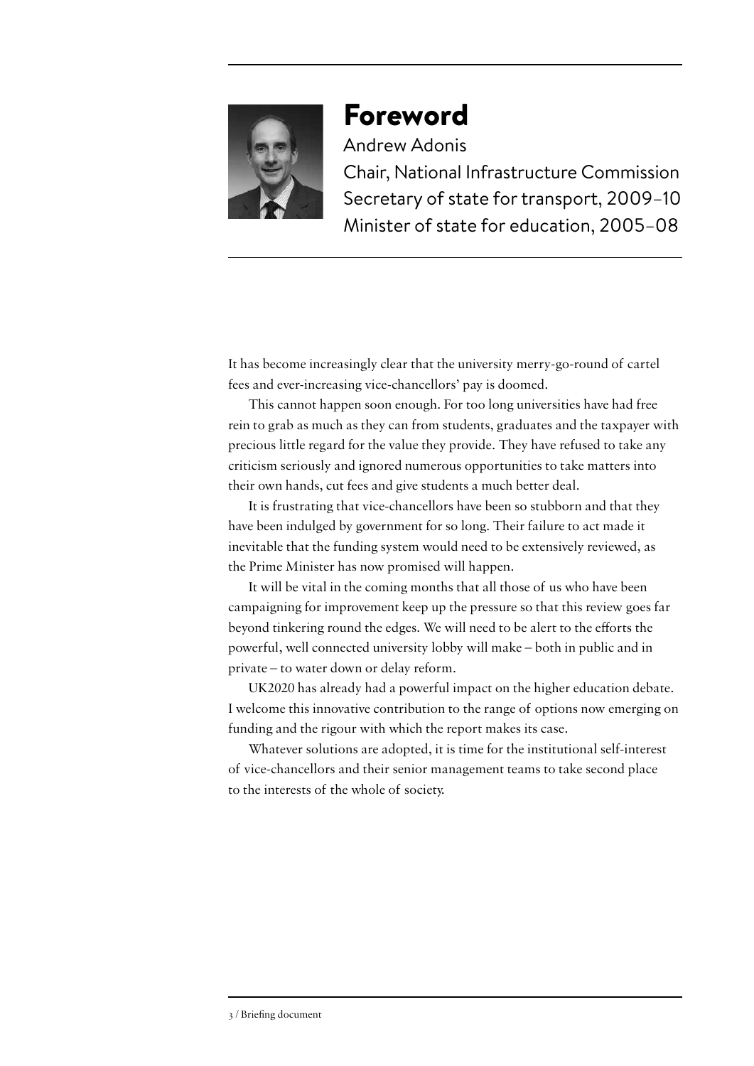# Foreword

Andrew Adonis
Chair, National Infrastructure Commission
Secretary of state for transport, 2009–10
Minister of state for education, 2005–08

It has become increasingly clear that the university merry-go-round of cartel fees and ever-increasing vice-chancellors' pay is doomed.

This cannot happen soon enough. For too long universities have had free rein to grab as much as they can from students, graduates and the taxpayer with precious little regard for the value they provide. They have refused to take any criticism seriously and ignored numerous opportunities to take matters into their own hands, cut fees and give students a much better deal.

It is frustrating that vice-chancellors have been so stubborn and that they have been indulged by government for so long. Their failure to act made it inevitable that the funding system would need to be extensively reviewed, as the Prime Minister has now promised will happen.

It will be vital in the coming months that all those of us who have been campaigning for improvement keep up the pressure so that this review goes far beyond tinkering round the edges. We will need to be alert to the efforts the powerful, well connected university lobby will make – both in public and in private – to water down or delay reform.

UK2020 has already had a powerful impact on the higher education debate. I welcome this innovative contribution to the range of options now emerging on funding and the rigour with which the report makes its case.

Whatever solutions are adopted, it is time for the institutional self-interest of vice-chancellors and their senior management teams to take second place to the interests of the whole of society.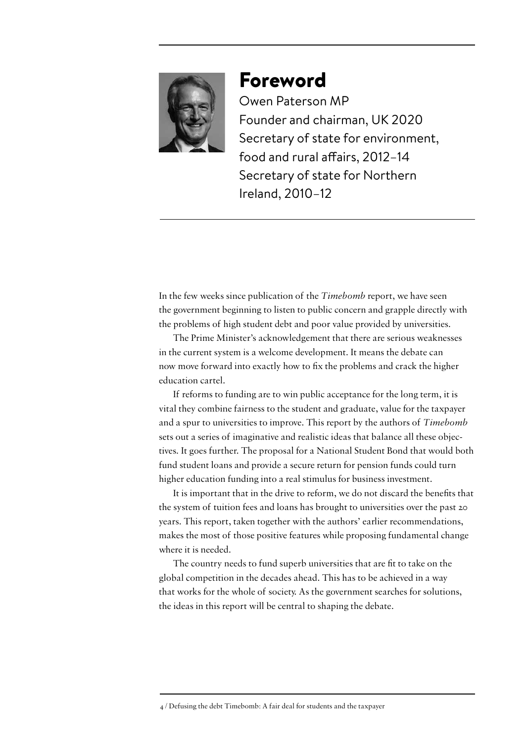# Foreword

Owen Paterson MP
Founder and chairman, UK 2020
Secretary of state for environment, food and rural affairs, 2012–14
Secretary of state for Northern Ireland, 2010–12

In the few weeks since publication of the *Timebomb* report, we have seen the government beginning to listen to public concern and grapple directly with the problems of high student debt and poor value provided by universities.

The Prime Minister's acknowledgement that there are serious weaknesses in the current system is a welcome development. It means the debate can now move forward into exactly how to fix the problems and crack the higher education cartel.

If reforms to funding are to win public acceptance for the long term, it is vital they combine fairness to the student and graduate, value for the taxpayer and a spur to universities to improve. This report by the authors of *Timebomb* sets out a series of imaginative and realistic ideas that balance all these objectives. It goes further. The proposal for a National Student Bond that would both fund student loans and provide a secure return for pension funds could turn higher education funding into a real stimulus for business investment.

It is important that in the drive to reform, we do not discard the benefits that the system of tuition fees and loans has brought to universities over the past 20 years. This report, taken together with the authors' earlier recommendations, makes the most of those positive features while proposing fundamental change where it is needed.

The country needs to fund superb universities that are fit to take on the global competition in the decades ahead. This has to be achieved in a way that works for the whole of society. As the government searches for solutions, the ideas in this report will be central to shaping the debate.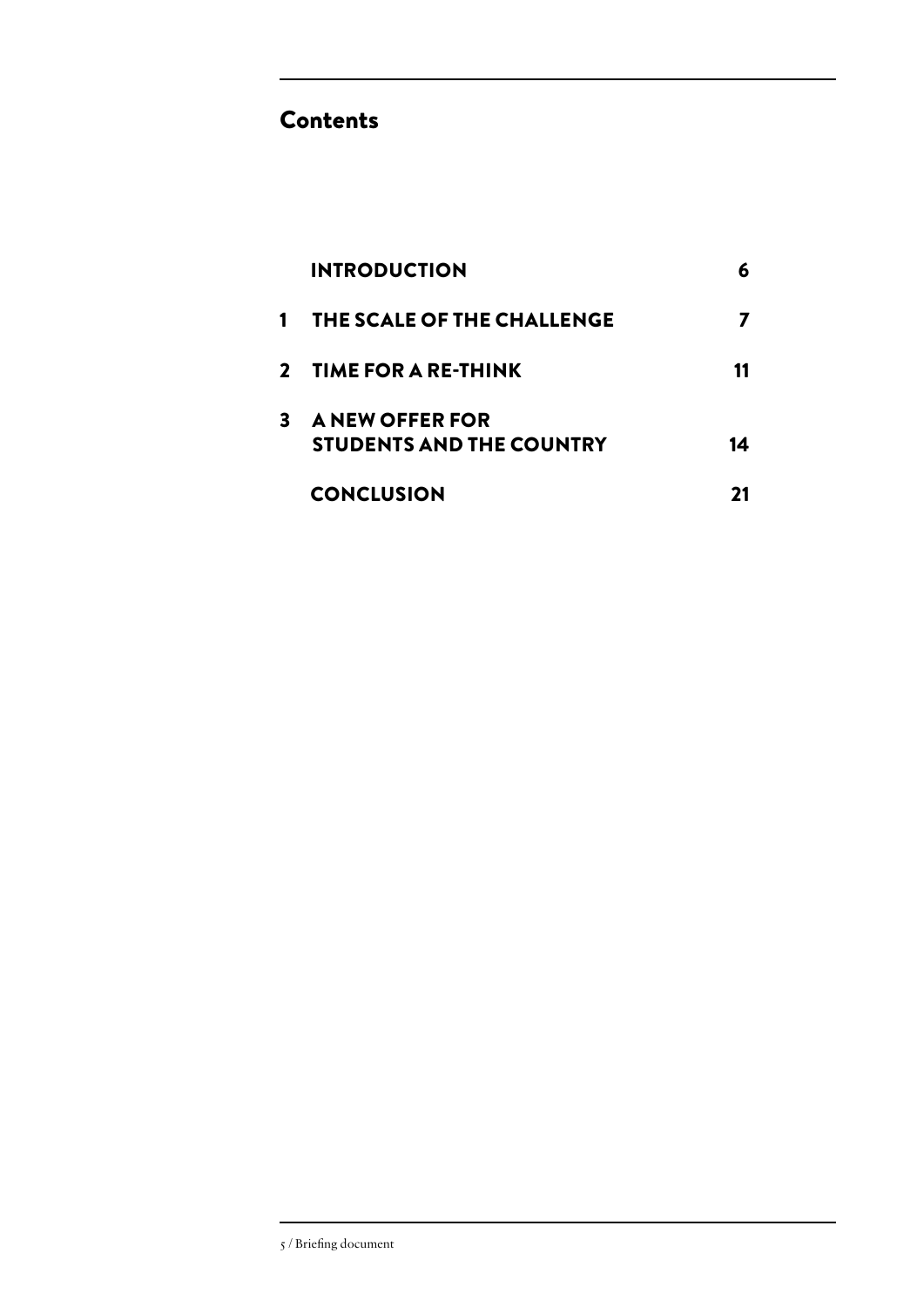## Contents

| | | |
|---|---|---|
| | **INTRODUCTION** | **6** |
| **1** | **THE SCALE OF THE CHALLENGE** | **7** |
| **2** | **TIME FOR A RE-THINK** | **11** |
| **3** | **A NEW OFFER FOR STUDENTS AND THE COUNTRY** | **14** |
| | **CONCLUSION** | **21** |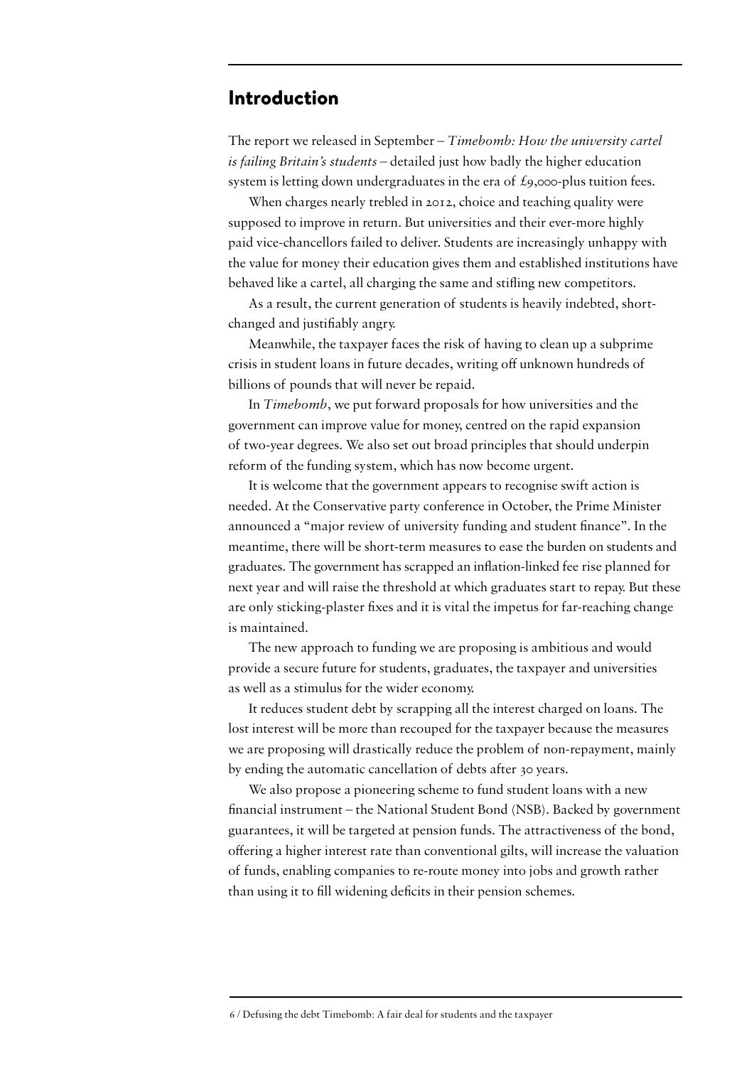## Introduction

The report we released in September – *Timebomb: How the university cartel is failing Britain's students* – detailed just how badly the higher education system is letting down undergraduates in the era of £9,000-plus tuition fees.

When charges nearly trebled in 2012, choice and teaching quality were supposed to improve in return. But universities and their ever-more highly paid vice-chancellors failed to deliver. Students are increasingly unhappy with the value for money their education gives them and established institutions have behaved like a cartel, all charging the same and stifling new competitors.

As a result, the current generation of students is heavily indebted, short-changed and justifiably angry.

Meanwhile, the taxpayer faces the risk of having to clean up a subprime crisis in student loans in future decades, writing off unknown hundreds of billions of pounds that will never be repaid.

In *Timebomb*, we put forward proposals for how universities and the government can improve value for money, centred on the rapid expansion of two-year degrees. We also set out broad principles that should underpin reform of the funding system, which has now become urgent.

It is welcome that the government appears to recognise swift action is needed. At the Conservative party conference in October, the Prime Minister announced a "major review of university funding and student finance". In the meantime, there will be short-term measures to ease the burden on students and graduates. The government has scrapped an inflation-linked fee rise planned for next year and will raise the threshold at which graduates start to repay. But these are only sticking-plaster fixes and it is vital the impetus for far-reaching change is maintained.

The new approach to funding we are proposing is ambitious and would provide a secure future for students, graduates, the taxpayer and universities as well as a stimulus for the wider economy.

It reduces student debt by scrapping all the interest charged on loans. The lost interest will be more than recouped for the taxpayer because the measures we are proposing will drastically reduce the problem of non-repayment, mainly by ending the automatic cancellation of debts after 30 years.

We also propose a pioneering scheme to fund student loans with a new financial instrument – the National Student Bond (NSB). Backed by government guarantees, it will be targeted at pension funds. The attractiveness of the bond, offering a higher interest rate than conventional gilts, will increase the valuation of funds, enabling companies to re-route money into jobs and growth rather than using it to fill widening deficits in their pension schemes.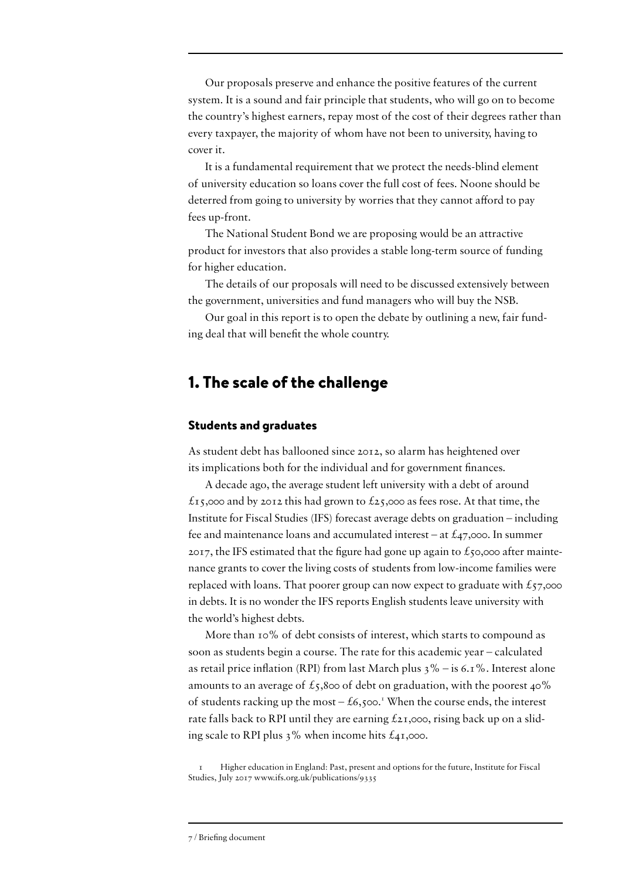Our proposals preserve and enhance the positive features of the current system. It is a sound and fair principle that students, who will go on to become the country's highest earners, repay most of the cost of their degrees rather than every taxpayer, the majority of whom have not been to university, having to cover it.

It is a fundamental requirement that we protect the needs-blind element of university education so loans cover the full cost of fees. Noone should be deterred from going to university by worries that they cannot afford to pay fees up-front.

The National Student Bond we are proposing would be an attractive product for investors that also provides a stable long-term source of funding for higher education.

The details of our proposals will need to be discussed extensively between the government, universities and fund managers who will buy the NSB.

Our goal in this report is to open the debate by outlining a new, fair funding deal that will benefit the whole country.

## 1. The scale of the challenge

### Students and graduates

As student debt has ballooned since 2012, so alarm has heightened over its implications both for the individual and for government finances.

A decade ago, the average student left university with a debt of around £15,000 and by 2012 this had grown to £25,000 as fees rose. At that time, the Institute for Fiscal Studies (IFS) forecast average debts on graduation – including fee and maintenance loans and accumulated interest – at £47,000. In summer 2017, the IFS estimated that the figure had gone up again to £50,000 after maintenance grants to cover the living costs of students from low-income families were replaced with loans. That poorer group can now expect to graduate with £57,000 in debts. It is no wonder the IFS reports English students leave university with the world's highest debts.

More than 10% of debt consists of interest, which starts to compound as soon as students begin a course. The rate for this academic year – calculated as retail price inflation (RPI) from last March plus 3% – is 6.1%. Interest alone amounts to an average of £5,800 of debt on graduation, with the poorest 40% of students racking up the most – £6,500.[1] When the course ends, the interest rate falls back to RPI until they are earning £21,000, rising back up on a sliding scale to RPI plus 3% when income hits £41,000.

[1] Higher education in England: Past, present and options for the future, Institute for Fiscal Studies, July 2017 www.ifs.org.uk/publications/9335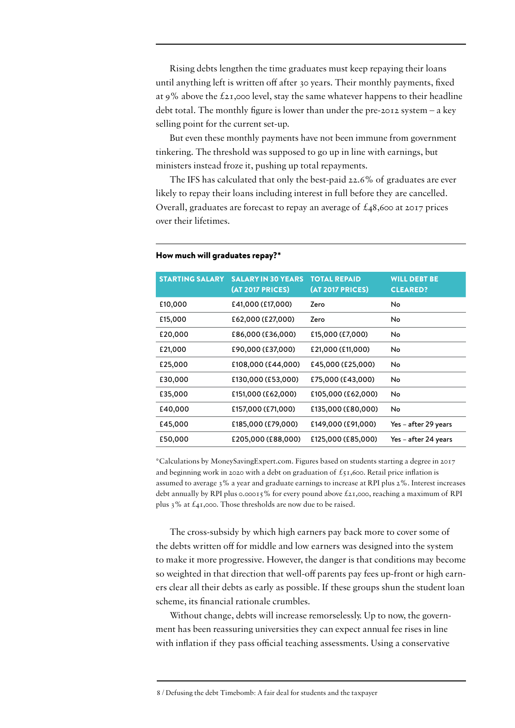Rising debts lengthen the time graduates must keep repaying their loans until anything left is written off after 30 years. Their monthly payments, fixed at 9% above the £21,000 level, stay the same whatever happens to their headline debt total. The monthly figure is lower than under the pre-2012 system – a key selling point for the current set-up.

But even these monthly payments have not been immune from government tinkering. The threshold was supposed to go up in line with earnings, but ministers instead froze it, pushing up total repayments.

The IFS has calculated that only the best-paid 22.6% of graduates are ever likely to repay their loans including interest in full before they are cancelled. Overall, graduates are forecast to repay an average of £48,600 at 2017 prices over their lifetimes.

**How much will graduates repay?***

| STARTING SALARY | SALARY IN 30 YEARS (AT 2017 PRICES) | TOTAL REPAID (AT 2017 PRICES) | WILL DEBT BE CLEARED? |
|---|---|---|---|
| £10,000 | £41,000 (£17,000) | Zero | No |
| £15,000 | £62,000 (£27,000) | Zero | No |
| £20,000 | £86,000 (£36,000) | £15,000 (£7,000) | No |
| £21,000 | £90,000 (£37,000) | £21,000 (£11,000) | No |
| £25,000 | £108,000 (£44,000) | £45,000 (£25,000) | No |
| £30,000 | £130,000 (£53,000) | £75,000 (£43,000) | No |
| £35,000 | £151,000 (£62,000) | £105,000 (£62,000) | No |
| £40,000 | £157,000 (£71,000) | £135,000 (£80,000) | No |
| £45,000 | £185,000 (£79,000) | £149,000 (£91,000) | Yes – after 29 years |
| £50,000 | £205,000 (£88,000) | £125,000 (£85,000) | Yes – after 24 years |

*Calculations by MoneySavingExpert.com. Figures based on students starting a degree in 2017 and beginning work in 2020 with a debt on graduation of £51,600. Retail price inflation is assumed to average 3% a year and graduate earnings to increase at RPI plus 2%. Interest increases debt annually by RPI plus 0.00015% for every pound above £21,000, reaching a maximum of RPI plus 3% at £41,000. Those thresholds are now due to be raised.

The cross-subsidy by which high earners pay back more to cover some of the debts written off for middle and low earners was designed into the system to make it more progressive. However, the danger is that conditions may become so weighted in that direction that well-off parents pay fees up-front or high earners clear all their debts as early as possible. If these groups shun the student loan scheme, its financial rationale crumbles.

Without change, debts will increase remorselessly. Up to now, the government has been reassuring universities they can expect annual fee rises in line with inflation if they pass official teaching assessments. Using a conservative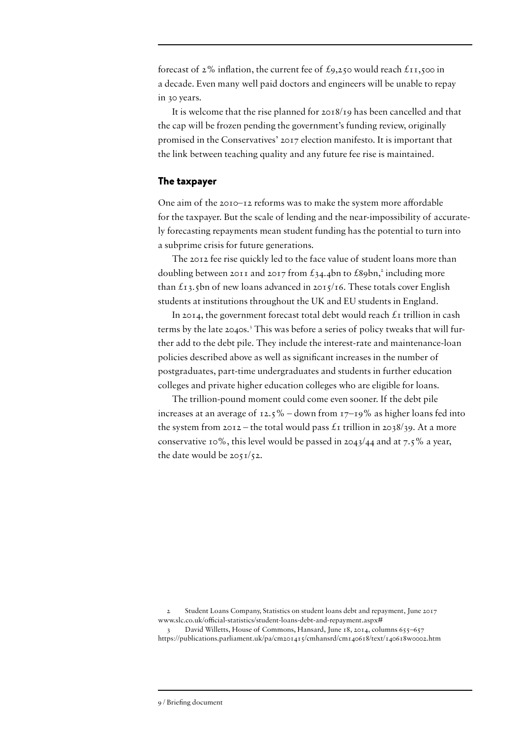forecast of 2% inflation, the current fee of £9,250 would reach £11,500 in a decade. Even many well paid doctors and engineers will be unable to repay in 30 years.

It is welcome that the rise planned for 2018/19 has been cancelled and that the cap will be frozen pending the government's funding review, originally promised in the Conservatives' 2017 election manifesto. It is important that the link between teaching quality and any future fee rise is maintained.

## The taxpayer

One aim of the 2010–12 reforms was to make the system more affordable for the taxpayer. But the scale of lending and the near-impossibility of accurately forecasting repayments mean student funding has the potential to turn into a subprime crisis for future generations.

The 2012 fee rise quickly led to the face value of student loans more than doubling between 2011 and 2017 from £34.4bn to £89bn,[2] including more than £13.5bn of new loans advanced in 2015/16. These totals cover English students at institutions throughout the UK and EU students in England.

In 2014, the government forecast total debt would reach £1 trillion in cash terms by the late 2040s.[3] This was before a series of policy tweaks that will further add to the debt pile. They include the interest-rate and maintenance-loan policies described above as well as significant increases in the number of postgraduates, part-time undergraduates and students in further education colleges and private higher education colleges who are eligible for loans.

The trillion-pound moment could come even sooner. If the debt pile increases at an average of 12.5% – down from 17–19% as higher loans fed into the system from 2012 – the total would pass £1 trillion in 2038/39. At a more conservative 10%, this level would be passed in 2043/44 and at 7.5% a year, the date would be 2051/52.

2 Student Loans Company, Statistics on student loans debt and repayment, June 2017 www.slc.co.uk/official-statistics/student-loans-debt-and-repayment.aspx#

3 David Willetts, House of Commons, Hansard, June 18, 2014, columns 655–657 https://publications.parliament.uk/pa/cm201415/cmhansrd/cm140618/text/140618w0002.htm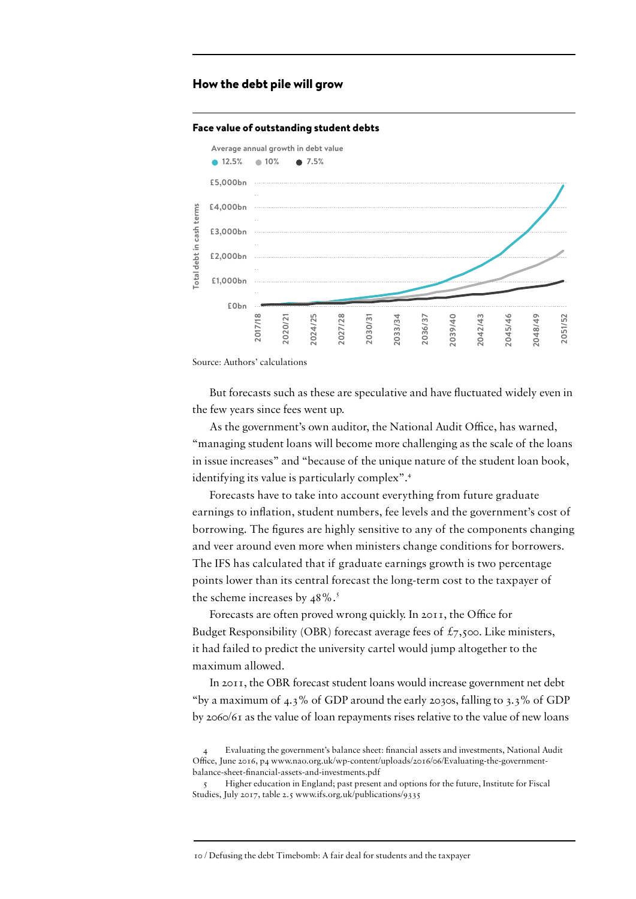## How the debt pile will grow

**Face value of outstanding student debts**

Average annual growth in debt value

● 12.5% ● 10% ● 7.5%

Source: Authors' calculations

But forecasts such as these are speculative and have fluctuated widely even in the few years since fees went up.

As the government's own auditor, the National Audit Office, has warned, "managing student loans will become more challenging as the scale of the loans in issue increases" and "because of the unique nature of the student loan book, identifying its value is particularly complex".[4]

Forecasts have to take into account everything from future graduate earnings to inflation, student numbers, fee levels and the government's cost of borrowing. The figures are highly sensitive to any of the components changing and veer around even more when ministers change conditions for borrowers. The IFS has calculated that if graduate earnings growth is two percentage points lower than its central forecast the long-term cost to the taxpayer of the scheme increases by 48%.[5]

Forecasts are often proved wrong quickly. In 2011, the Office for Budget Responsibility (OBR) forecast average fees of £7,500. Like ministers, it had failed to predict the university cartel would jump altogether to the maximum allowed.

In 2011, the OBR forecast student loans would increase government net debt "by a maximum of 4.3% of GDP around the early 2030s, falling to 3.3% of GDP by 2060/61 as the value of loan repayments rises relative to the value of new loans

4 Evaluating the government's balance sheet: financial assets and investments, National Audit Office, June 2016, p4 www.nao.org.uk/wp-content/uploads/2016/06/Evaluating-the-government-balance-sheet-financial-assets-and-investments.pdf

5 Higher education in England; past present and options for the future, Institute for Fiscal Studies, July 2017, table 2.5 www.ifs.org.uk/publications/9335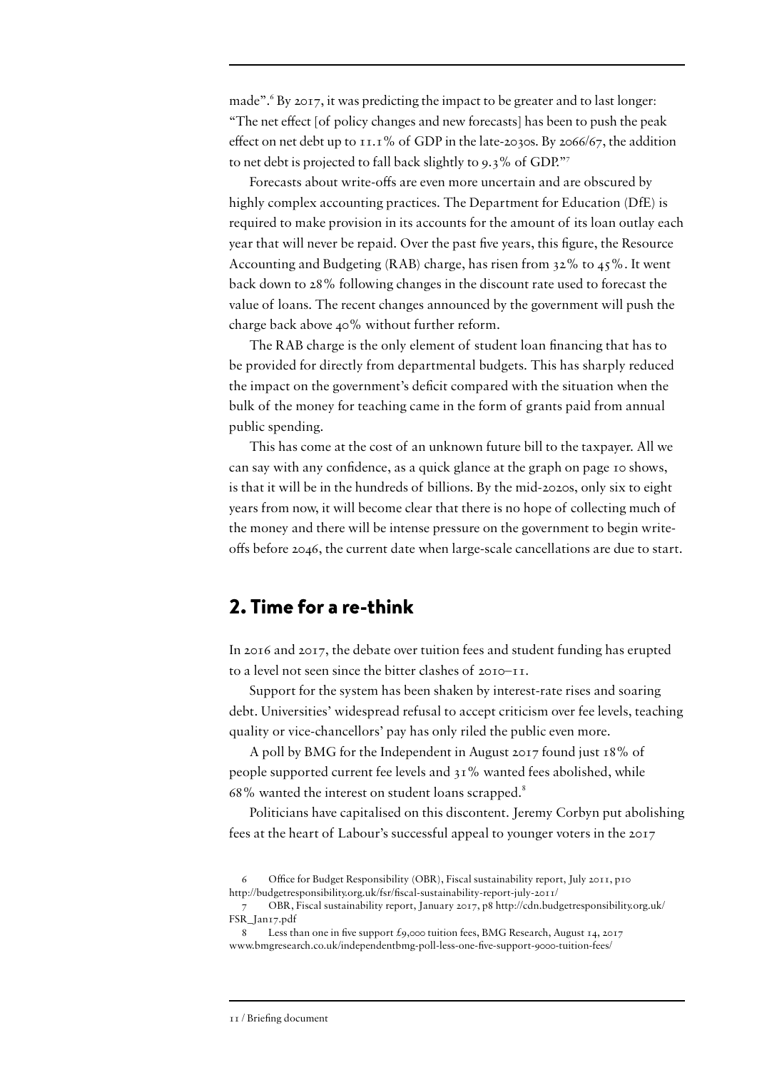made".[6] By 2017, it was predicting the impact to be greater and to last longer: "The net effect [of policy changes and new forecasts] has been to push the peak effect on net debt up to 11.1% of GDP in the late-2030s. By 2066/67, the addition to net debt is projected to fall back slightly to 9.3% of GDP."[7]

Forecasts about write-offs are even more uncertain and are obscured by highly complex accounting practices. The Department for Education (DfE) is required to make provision in its accounts for the amount of its loan outlay each year that will never be repaid. Over the past five years, this figure, the Resource Accounting and Budgeting (RAB) charge, has risen from 32% to 45%. It went back down to 28% following changes in the discount rate used to forecast the value of loans. The recent changes announced by the government will push the charge back above 40% without further reform.

The RAB charge is the only element of student loan financing that has to be provided for directly from departmental budgets. This has sharply reduced the impact on the government's deficit compared with the situation when the bulk of the money for teaching came in the form of grants paid from annual public spending.

This has come at the cost of an unknown future bill to the taxpayer. All we can say with any confidence, as a quick glance at the graph on page 10 shows, is that it will be in the hundreds of billions. By the mid-2020s, only six to eight years from now, it will become clear that there is no hope of collecting much of the money and there will be intense pressure on the government to begin write-offs before 2046, the current date when large-scale cancellations are due to start.

## 2. Time for a re-think

In 2016 and 2017, the debate over tuition fees and student funding has erupted to a level not seen since the bitter clashes of 2010–11.

Support for the system has been shaken by interest-rate rises and soaring debt. Universities' widespread refusal to accept criticism over fee levels, teaching quality or vice-chancellors' pay has only riled the public even more.

A poll by BMG for the Independent in August 2017 found just 18% of people supported current fee levels and 31% wanted fees abolished, while 68% wanted the interest on student loans scrapped.[8]

Politicians have capitalised on this discontent. Jeremy Corbyn put abolishing fees at the heart of Labour's successful appeal to younger voters in the 2017

6 Office for Budget Responsibility (OBR), Fiscal sustainability report, July 2011, p10 http://budgetresponsibility.org.uk/fsr/fiscal-sustainability-report-july-2011/

7 OBR, Fiscal sustainability report, January 2017, p8 http://cdn.budgetresponsibility.org.uk/FSR_Jan17.pdf

8 Less than one in five support £9,000 tuition fees, BMG Research, August 14, 2017 www.bmgresearch.co.uk/independentbmg-poll-less-one-five-support-9000-tuition-fees/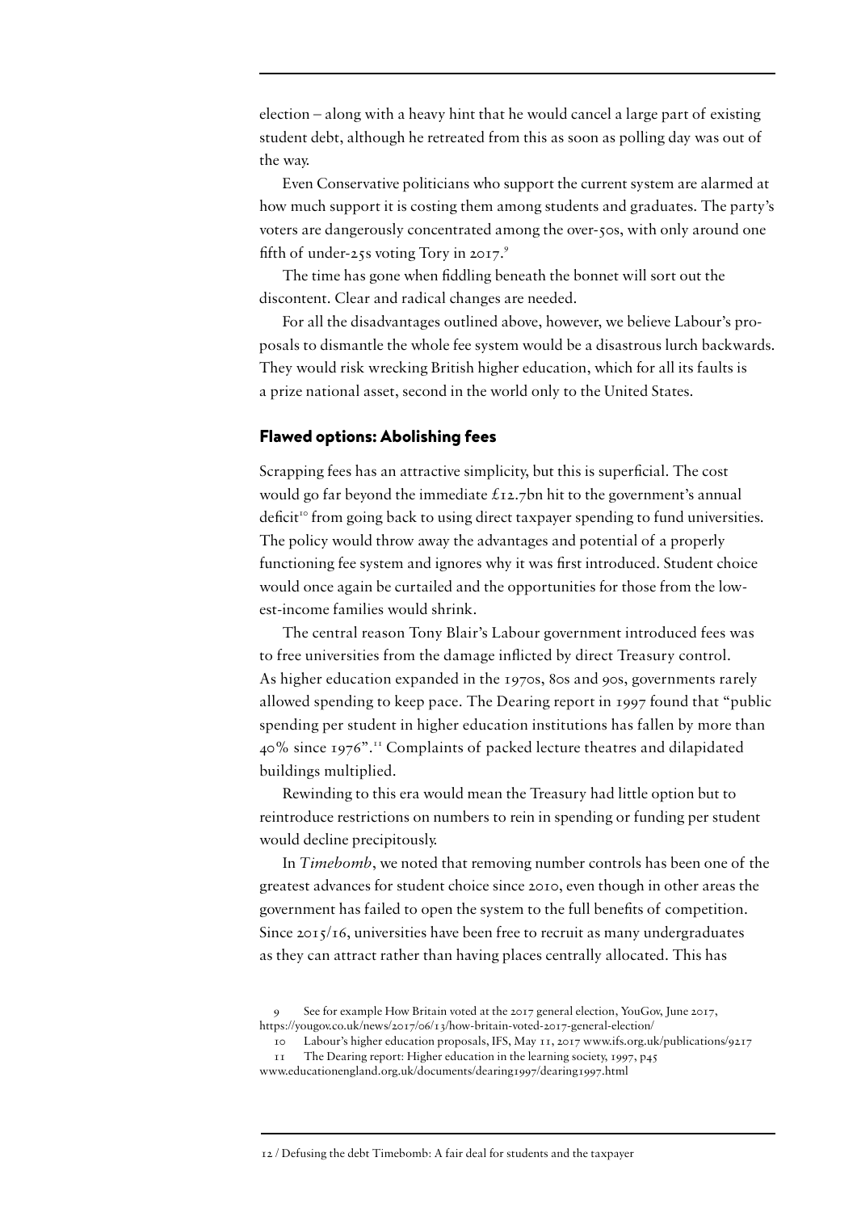election – along with a heavy hint that he would cancel a large part of existing student debt, although he retreated from this as soon as polling day was out of the way.

Even Conservative politicians who support the current system are alarmed at how much support it is costing them among students and graduates. The party's voters are dangerously concentrated among the over-50s, with only around one fifth of under-25s voting Tory in 2017.[9]

The time has gone when fiddling beneath the bonnet will sort out the discontent. Clear and radical changes are needed.

For all the disadvantages outlined above, however, we believe Labour's proposals to dismantle the whole fee system would be a disastrous lurch backwards. They would risk wrecking British higher education, which for all its faults is a prize national asset, second in the world only to the United States.

## Flawed options: Abolishing fees

Scrapping fees has an attractive simplicity, but this is superficial. The cost would go far beyond the immediate £12.7bn hit to the government's annual deficit[10] from going back to using direct taxpayer spending to fund universities. The policy would throw away the advantages and potential of a properly functioning fee system and ignores why it was first introduced. Student choice would once again be curtailed and the opportunities for those from the lowest-income families would shrink.

The central reason Tony Blair's Labour government introduced fees was to free universities from the damage inflicted by direct Treasury control. As higher education expanded in the 1970s, 80s and 90s, governments rarely allowed spending to keep pace. The Dearing report in 1997 found that "public spending per student in higher education institutions has fallen by more than 40% since 1976".[11] Complaints of packed lecture theatres and dilapidated buildings multiplied.

Rewinding to this era would mean the Treasury had little option but to reintroduce restrictions on numbers to rein in spending or funding per student would decline precipitously.

In *Timebomb*, we noted that removing number controls has been one of the greatest advances for student choice since 2010, even though in other areas the government has failed to open the system to the full benefits of competition. Since 2015/16, universities have been free to recruit as many undergraduates as they can attract rather than having places centrally allocated. This has

9 See for example How Britain voted at the 2017 general election, YouGov, June 2017, https://yougov.co.uk/news/2017/06/13/how-britain-voted-2017-general-election/

10 Labour's higher education proposals, IFS, May 11, 2017 www.ifs.org.uk/publications/9217

11 The Dearing report: Higher education in the learning society, 1997, p45 www.educationengland.org.uk/documents/dearing1997/dearing1997.html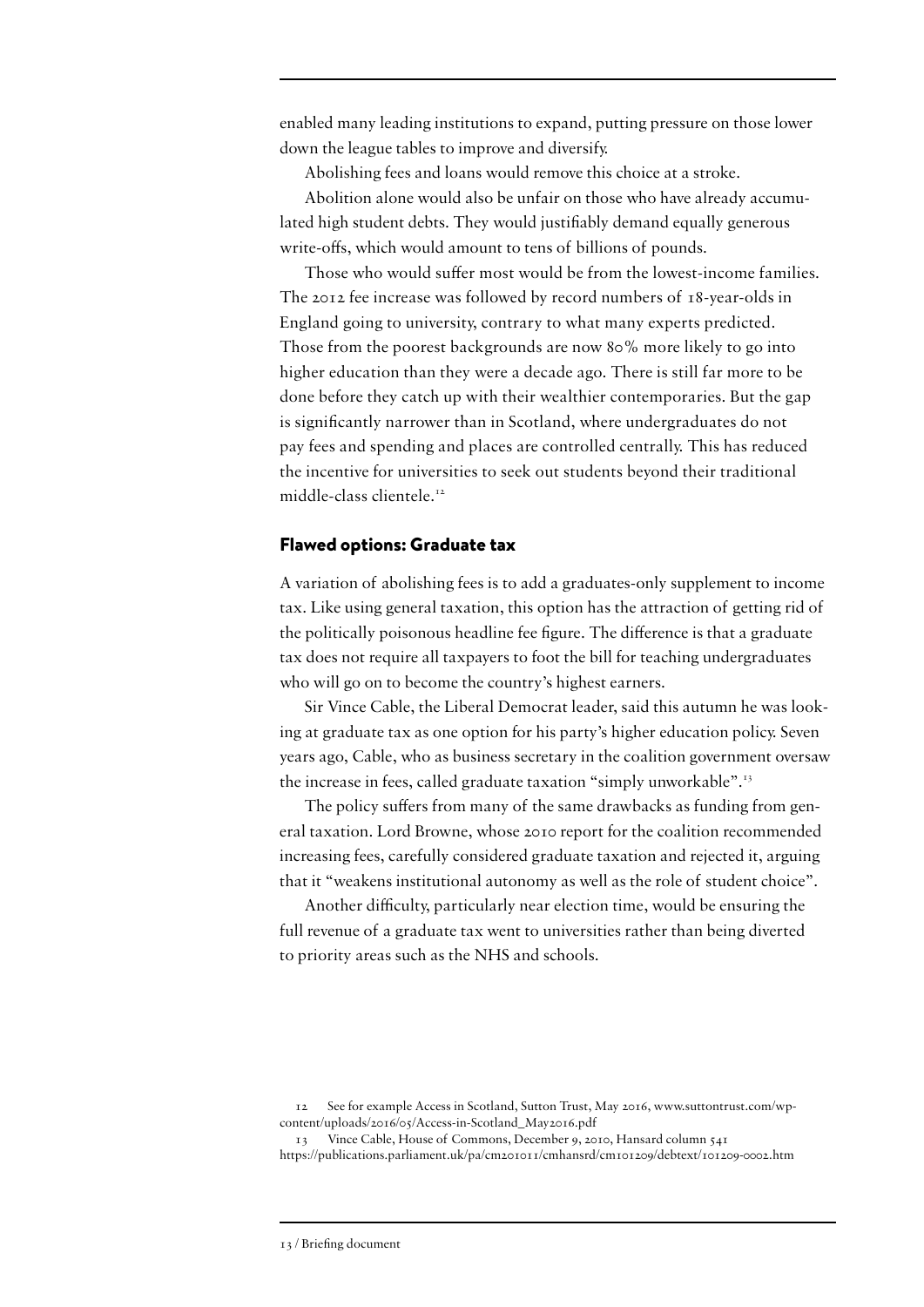enabled many leading institutions to expand, putting pressure on those lower down the league tables to improve and diversify.

Abolishing fees and loans would remove this choice at a stroke.

Abolition alone would also be unfair on those who have already accumulated high student debts. They would justifiably demand equally generous write-offs, which would amount to tens of billions of pounds.

Those who would suffer most would be from the lowest-income families. The 2012 fee increase was followed by record numbers of 18-year-olds in England going to university, contrary to what many experts predicted. Those from the poorest backgrounds are now 80% more likely to go into higher education than they were a decade ago. There is still far more to be done before they catch up with their wealthier contemporaries. But the gap is significantly narrower than in Scotland, where undergraduates do not pay fees and spending and places are controlled centrally. This has reduced the incentive for universities to seek out students beyond their traditional middle-class clientele.[12]

## Flawed options: Graduate tax

A variation of abolishing fees is to add a graduates-only supplement to income tax. Like using general taxation, this option has the attraction of getting rid of the politically poisonous headline fee figure. The difference is that a graduate tax does not require all taxpayers to foot the bill for teaching undergraduates who will go on to become the country's highest earners.

Sir Vince Cable, the Liberal Democrat leader, said this autumn he was looking at graduate tax as one option for his party's higher education policy. Seven years ago, Cable, who as business secretary in the coalition government oversaw the increase in fees, called graduate taxation "simply unworkable".[13]

The policy suffers from many of the same drawbacks as funding from general taxation. Lord Browne, whose 2010 report for the coalition recommended increasing fees, carefully considered graduate taxation and rejected it, arguing that it "weakens institutional autonomy as well as the role of student choice".

Another difficulty, particularly near election time, would be ensuring the full revenue of a graduate tax went to universities rather than being diverted to priority areas such as the NHS and schools.

12 See for example Access in Scotland, Sutton Trust, May 2016, www.suttontrust.com/wp-content/uploads/2016/05/Access-in-Scotland_May2016.pdf

13 Vince Cable, House of Commons, December 9, 2010, Hansard column 541 https://publications.parliament.uk/pa/cm201011/cmhansrd/cm101209/debtext/101209-0002.htm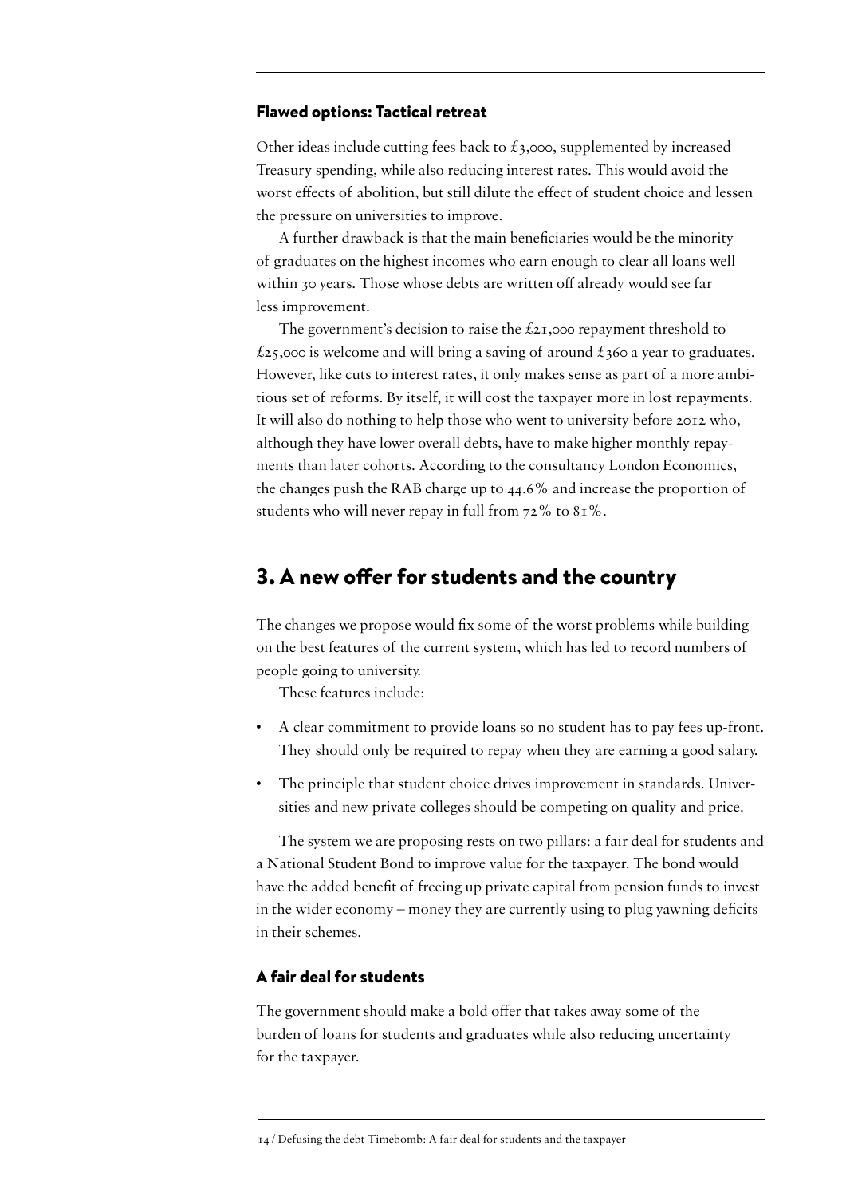### Flawed options: Tactical retreat

Other ideas include cutting fees back to £3,000, supplemented by increased Treasury spending, while also reducing interest rates. This would avoid the worst effects of abolition, but still dilute the effect of student choice and lessen the pressure on universities to improve.

A further drawback is that the main beneficiaries would be the minority of graduates on the highest incomes who earn enough to clear all loans well within 30 years. Those whose debts are written off already would see far less improvement.

The government's decision to raise the £21,000 repayment threshold to £25,000 is welcome and will bring a saving of around £360 a year to graduates. However, like cuts to interest rates, it only makes sense as part of a more ambitious set of reforms. By itself, it will cost the taxpayer more in lost repayments. It will also do nothing to help those who went to university before 2012 who, although they have lower overall debts, have to make higher monthly repayments than later cohorts. According to the consultancy London Economics, the changes push the RAB charge up to 44.6% and increase the proportion of students who will never repay in full from 72% to 81%.

## 3. A new offer for students and the country

The changes we propose would fix some of the worst problems while building on the best features of the current system, which has led to record numbers of people going to university.

These features include:

- A clear commitment to provide loans so no student has to pay fees up-front. They should only be required to repay when they are earning a good salary.
- The principle that student choice drives improvement in standards. Universities and new private colleges should be competing on quality and price.

The system we are proposing rests on two pillars: a fair deal for students and a National Student Bond to improve value for the taxpayer. The bond would have the added benefit of freeing up private capital from pension funds to invest in the wider economy – money they are currently using to plug yawning deficits in their schemes.

### A fair deal for students

The government should make a bold offer that takes away some of the burden of loans for students and graduates while also reducing uncertainty for the taxpayer.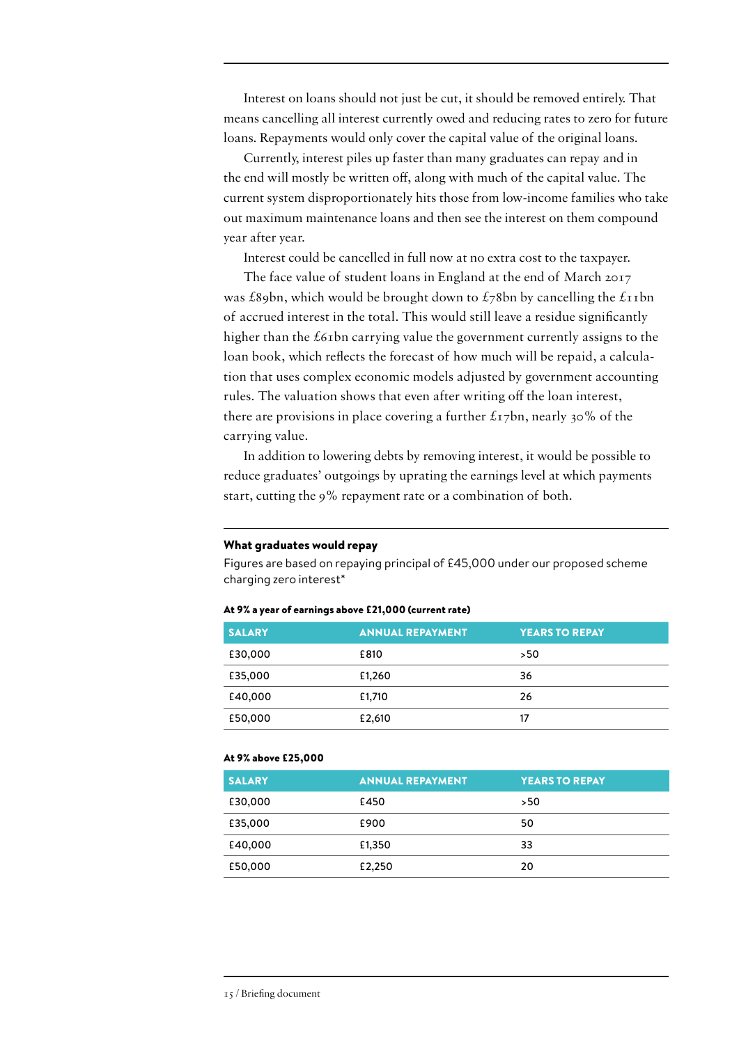Interest on loans should not just be cut, it should be removed entirely. That means cancelling all interest currently owed and reducing rates to zero for future loans. Repayments would only cover the capital value of the original loans.

Currently, interest piles up faster than many graduates can repay and in the end will mostly be written off, along with much of the capital value. The current system disproportionately hits those from low-income families who take out maximum maintenance loans and then see the interest on them compound year after year.

Interest could be cancelled in full now at no extra cost to the taxpayer.

The face value of student loans in England at the end of March 2017 was £89bn, which would be brought down to £78bn by cancelling the £11bn of accrued interest in the total. This would still leave a residue significantly higher than the £61bn carrying value the government currently assigns to the loan book, which reflects the forecast of how much will be repaid, a calculation that uses complex economic models adjusted by government accounting rules. The valuation shows that even after writing off the loan interest, there are provisions in place covering a further £17bn, nearly 30% of the carrying value.

In addition to lowering debts by removing interest, it would be possible to reduce graduates' outgoings by uprating the earnings level at which payments start, cutting the 9% repayment rate or a combination of both.

**What graduates would repay**

Figures are based on repaying principal of £45,000 under our proposed scheme charging zero interest*

**At 9% a year of earnings above £21,000 (current rate)**

| SALARY | ANNUAL REPAYMENT | YEARS TO REPAY |
|---|---|---|
| £30,000 | £810 | >50 |
| £35,000 | £1,260 | 36 |
| £40,000 | £1,710 | 26 |
| £50,000 | £2,610 | 17 |

**At 9% above £25,000**

| SALARY | ANNUAL REPAYMENT | YEARS TO REPAY |
|---|---|---|
| £30,000 | £450 | >50 |
| £35,000 | £900 | 50 |
| £40,000 | £1,350 | 33 |
| £50,000 | £2,250 | 20 |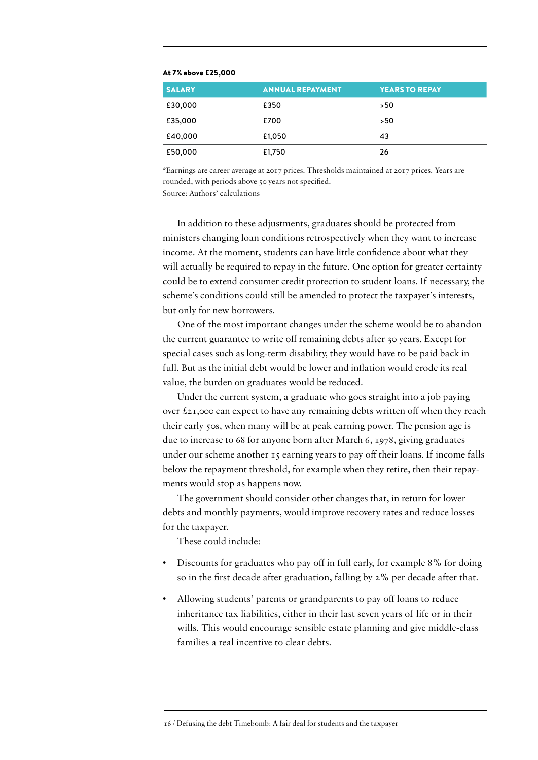**At 7% above £25,000**

| SALARY | ANNUAL REPAYMENT | YEARS TO REPAY |
| --- | --- | --- |
| £30,000 | £350 | >50 |
| £35,000 | £700 | >50 |
| £40,000 | £1,050 | 43 |
| £50,000 | £1,750 | 26 |

*Earnings are career average at 2017 prices. Thresholds maintained at 2017 prices. Years are rounded, with periods above 50 years not specified.
Source: Authors' calculations

In addition to these adjustments, graduates should be protected from ministers changing loan conditions retrospectively when they want to increase income. At the moment, students can have little confidence about what they will actually be required to repay in the future. One option for greater certainty could be to extend consumer credit protection to student loans. If necessary, the scheme's conditions could still be amended to protect the taxpayer's interests, but only for new borrowers.

One of the most important changes under the scheme would be to abandon the current guarantee to write off remaining debts after 30 years. Except for special cases such as long-term disability, they would have to be paid back in full. But as the initial debt would be lower and inflation would erode its real value, the burden on graduates would be reduced.

Under the current system, a graduate who goes straight into a job paying over £21,000 can expect to have any remaining debts written off when they reach their early 50s, when many will be at peak earning power. The pension age is due to increase to 68 for anyone born after March 6, 1978, giving graduates under our scheme another 15 earning years to pay off their loans. If income falls below the repayment threshold, for example when they retire, then their repayments would stop as happens now.

The government should consider other changes that, in return for lower debts and monthly payments, would improve recovery rates and reduce losses for the taxpayer.

These could include:

- Discounts for graduates who pay off in full early, for example 8% for doing so in the first decade after graduation, falling by 2% per decade after that.
- Allowing students' parents or grandparents to pay off loans to reduce inheritance tax liabilities, either in their last seven years of life or in their wills. This would encourage sensible estate planning and give middle-class families a real incentive to clear debts.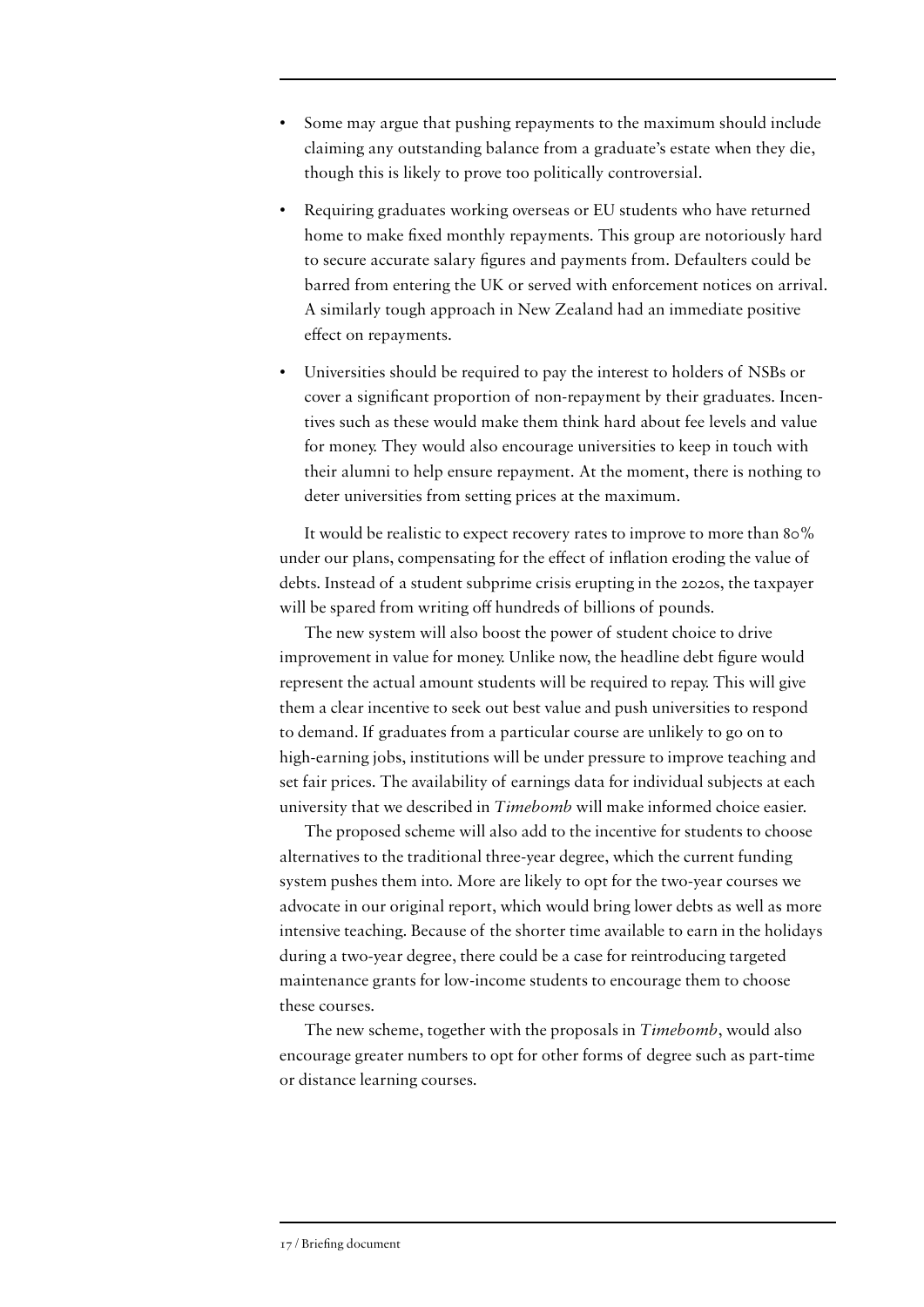- Some may argue that pushing repayments to the maximum should include claiming any outstanding balance from a graduate's estate when they die, though this is likely to prove too politically controversial.
- Requiring graduates working overseas or EU students who have returned home to make fixed monthly repayments. This group are notoriously hard to secure accurate salary figures and payments from. Defaulters could be barred from entering the UK or served with enforcement notices on arrival. A similarly tough approach in New Zealand had an immediate positive effect on repayments.
- Universities should be required to pay the interest to holders of NSBs or cover a significant proportion of non-repayment by their graduates. Incentives such as these would make them think hard about fee levels and value for money. They would also encourage universities to keep in touch with their alumni to help ensure repayment. At the moment, there is nothing to deter universities from setting prices at the maximum.

It would be realistic to expect recovery rates to improve to more than 80% under our plans, compensating for the effect of inflation eroding the value of debts. Instead of a student subprime crisis erupting in the 2020s, the taxpayer will be spared from writing off hundreds of billions of pounds.

The new system will also boost the power of student choice to drive improvement in value for money. Unlike now, the headline debt figure would represent the actual amount students will be required to repay. This will give them a clear incentive to seek out best value and push universities to respond to demand. If graduates from a particular course are unlikely to go on to high-earning jobs, institutions will be under pressure to improve teaching and set fair prices. The availability of earnings data for individual subjects at each university that we described in *Timebomb* will make informed choice easier.

The proposed scheme will also add to the incentive for students to choose alternatives to the traditional three-year degree, which the current funding system pushes them into. More are likely to opt for the two-year courses we advocate in our original report, which would bring lower debts as well as more intensive teaching. Because of the shorter time available to earn in the holidays during a two-year degree, there could be a case for reintroducing targeted maintenance grants for low-income students to encourage them to choose these courses.

The new scheme, together with the proposals in *Timebomb*, would also encourage greater numbers to opt for other forms of degree such as part-time or distance learning courses.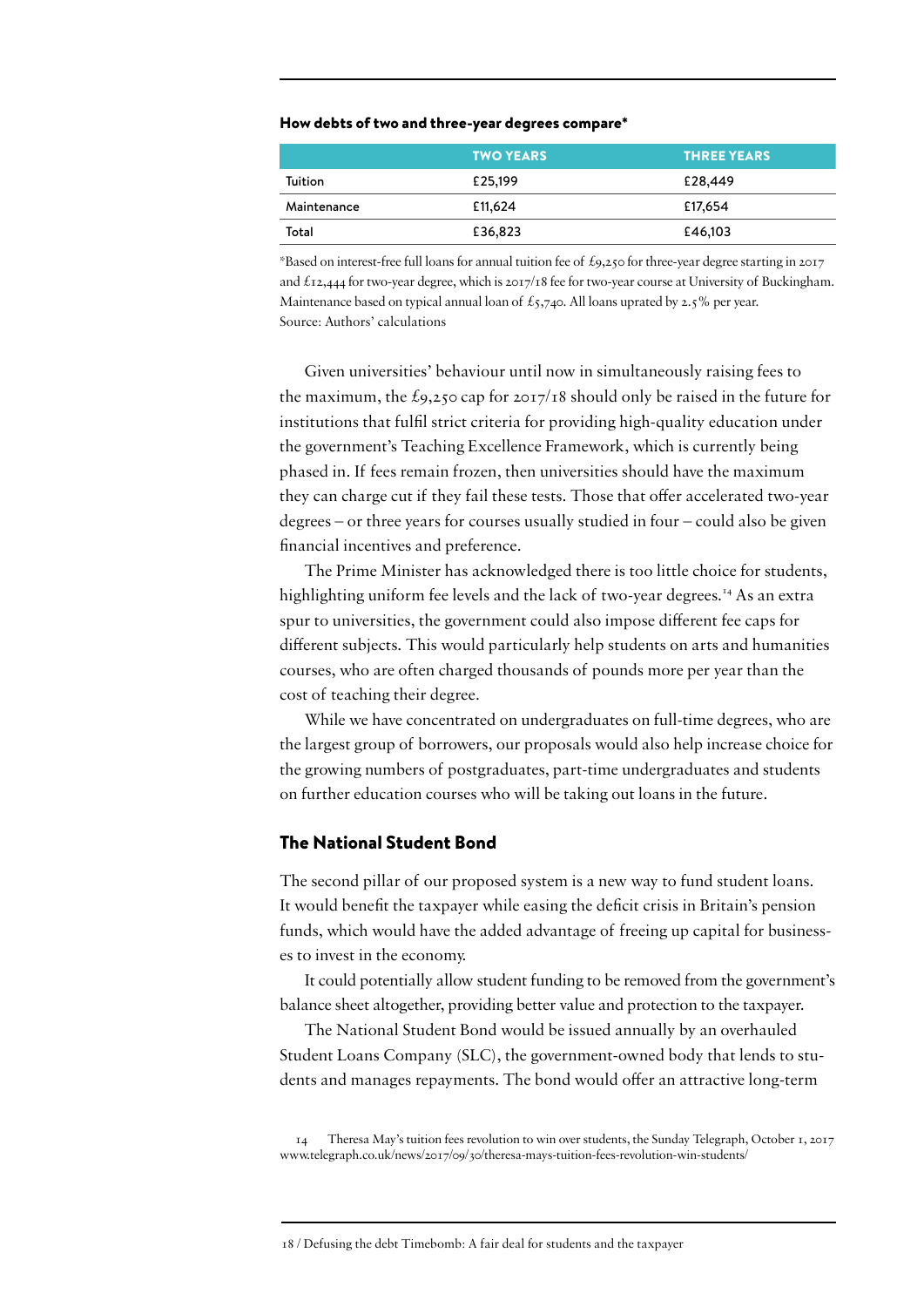**How debts of two and three-year degrees compare***

| | TWO YEARS | THREE YEARS |
|---|---|---|
| Tuition | £25,199 | £28,449 |
| Maintenance | £11,624 | £17,654 |
| Total | £36,823 | £46,103 |

*Based on interest-free full loans for annual tuition fee of £9,250 for three-year degree starting in 2017 and £12,444 for two-year degree, which is 2017/18 fee for two-year course at University of Buckingham. Maintenance based on typical annual loan of £5,740. All loans uprated by 2.5% per year.
Source: Authors' calculations

Given universities' behaviour until now in simultaneously raising fees to the maximum, the £9,250 cap for 2017/18 should only be raised in the future for institutions that fulfil strict criteria for providing high-quality education under the government's Teaching Excellence Framework, which is currently being phased in. If fees remain frozen, then universities should have the maximum they can charge cut if they fail these tests. Those that offer accelerated two-year degrees – or three years for courses usually studied in four – could also be given financial incentives and preference.

The Prime Minister has acknowledged there is too little choice for students, highlighting uniform fee levels and the lack of two-year degrees.[14] As an extra spur to universities, the government could also impose different fee caps for different subjects. This would particularly help students on arts and humanities courses, who are often charged thousands of pounds more per year than the cost of teaching their degree.

While we have concentrated on undergraduates on full-time degrees, who are the largest group of borrowers, our proposals would also help increase choice for the growing numbers of postgraduates, part-time undergraduates and students on further education courses who will be taking out loans in the future.

## The National Student Bond

The second pillar of our proposed system is a new way to fund student loans. It would benefit the taxpayer while easing the deficit crisis in Britain's pension funds, which would have the added advantage of freeing up capital for businesses to invest in the economy.

It could potentially allow student funding to be removed from the government's balance sheet altogether, providing better value and protection to the taxpayer.

The National Student Bond would be issued annually by an overhauled Student Loans Company (SLC), the government-owned body that lends to students and manages repayments. The bond would offer an attractive long-term

14 Theresa May's tuition fees revolution to win over students, the Sunday Telegraph, October 1, 2017 www.telegraph.co.uk/news/2017/09/30/theresa-mays-tuition-fees-revolution-win-students/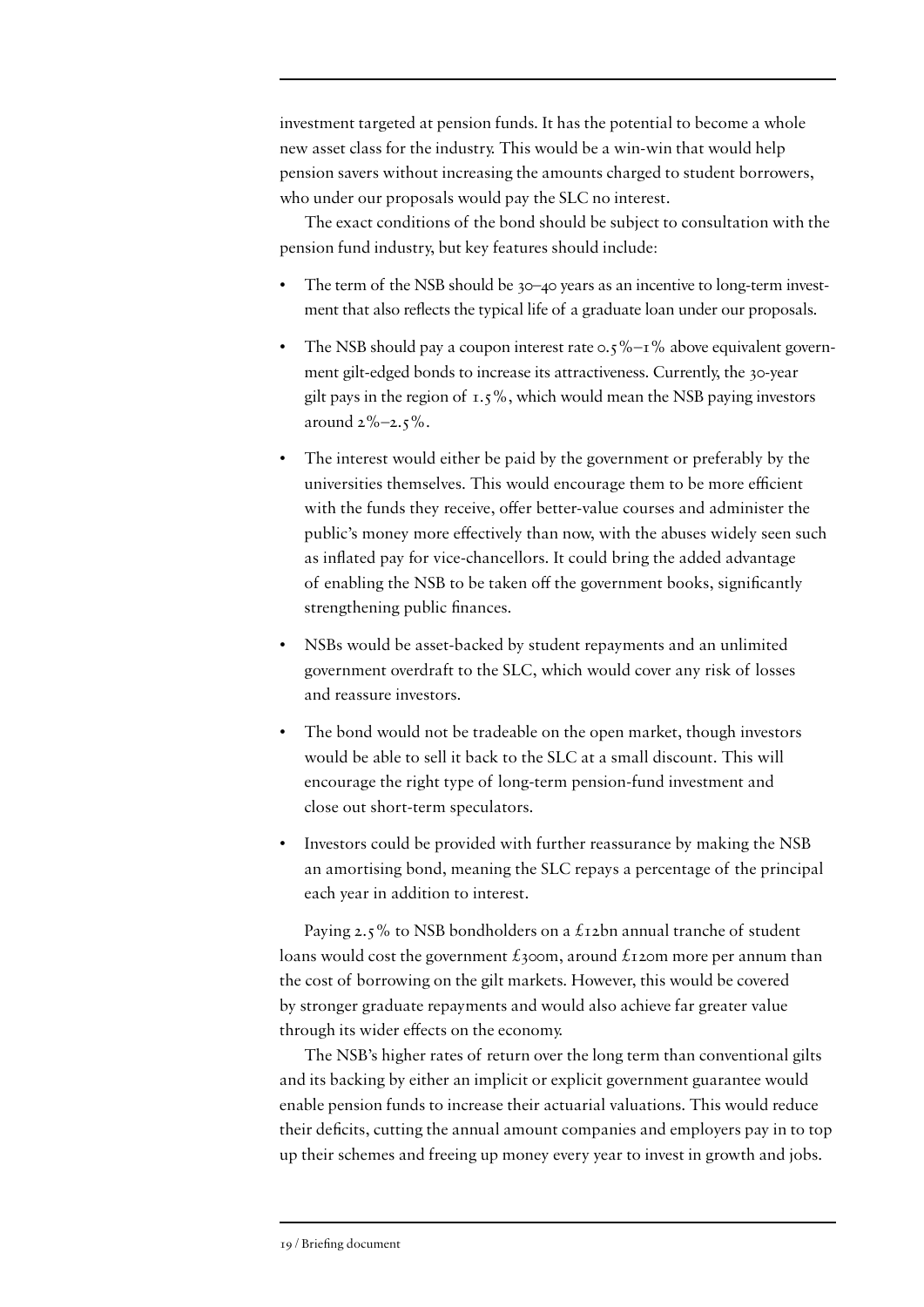investment targeted at pension funds. It has the potential to become a whole new asset class for the industry. This would be a win-win that would help pension savers without increasing the amounts charged to student borrowers, who under our proposals would pay the SLC no interest.

The exact conditions of the bond should be subject to consultation with the pension fund industry, but key features should include:

- The term of the NSB should be 30–40 years as an incentive to long-term investment that also reflects the typical life of a graduate loan under our proposals.
- The NSB should pay a coupon interest rate 0.5%–1% above equivalent government gilt-edged bonds to increase its attractiveness. Currently, the 30-year gilt pays in the region of 1.5%, which would mean the NSB paying investors around 2%–2.5%.
- The interest would either be paid by the government or preferably by the universities themselves. This would encourage them to be more efficient with the funds they receive, offer better-value courses and administer the public's money more effectively than now, with the abuses widely seen such as inflated pay for vice-chancellors. It could bring the added advantage of enabling the NSB to be taken off the government books, significantly strengthening public finances.
- NSBs would be asset-backed by student repayments and an unlimited government overdraft to the SLC, which would cover any risk of losses and reassure investors.
- The bond would not be tradeable on the open market, though investors would be able to sell it back to the SLC at a small discount. This will encourage the right type of long-term pension-fund investment and close out short-term speculators.
- Investors could be provided with further reassurance by making the NSB an amortising bond, meaning the SLC repays a percentage of the principal each year in addition to interest.

Paying 2.5% to NSB bondholders on a £12bn annual tranche of student loans would cost the government £300m, around £120m more per annum than the cost of borrowing on the gilt markets. However, this would be covered by stronger graduate repayments and would also achieve far greater value through its wider effects on the economy.

The NSB's higher rates of return over the long term than conventional gilts and its backing by either an implicit or explicit government guarantee would enable pension funds to increase their actuarial valuations. This would reduce their deficits, cutting the annual amount companies and employers pay in to top up their schemes and freeing up money every year to invest in growth and jobs.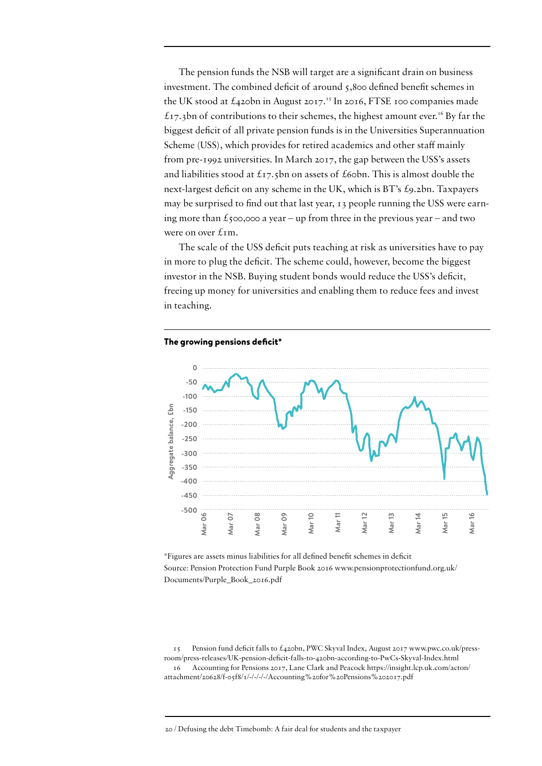The pension funds the NSB will target are a significant drain on business investment. The combined deficit of around 5,800 defined benefit schemes in the UK stood at £420bn in August 2017.[15] In 2016, FTSE 100 companies made £17.3bn of contributions to their schemes, the highest amount ever.[16] By far the biggest deficit of all private pension funds is in the Universities Superannuation Scheme (USS), which provides for retired academics and other staff mainly from pre-1992 universities. In March 2017, the gap between the USS's assets and liabilities stood at £17.5bn on assets of £60bn. This is almost double the next-largest deficit on any scheme in the UK, which is BT's £9.2bn. Taxpayers may be surprised to find out that last year, 13 people running the USS were earning more than £500,000 a year – up from three in the previous year – and two were on over £1m.

The scale of the USS deficit puts teaching at risk as universities have to pay in more to plug the deficit. The scheme could, however, become the biggest investor in the NSB. Buying student bonds would reduce the USS's deficit, freeing up money for universities and enabling them to reduce fees and invest in teaching.

**The growing pensions deficit***

*Figures are assets minus liabilities for all defined benefit schemes in deficit
Source: Pension Protection Fund Purple Book 2016 www.pensionprotectionfund.org.uk/Documents/Purple_Book_2016.pdf

15 Pension fund deficit falls to £420bn, PWC Skyval Index, August 2017 www.pwc.co.uk/press-room/press-releases/UK-pension-deficit-falls-to-420bn-according-to-PwCs-Skyval-Index.html

16 Accounting for Pensions 2017, Lane Clark and Peacock https://insight.lcp.uk.com/acton/attachment/20628/f-05f8/1/-/-/-/-/Accounting%20for%20Pensions%202017.pdf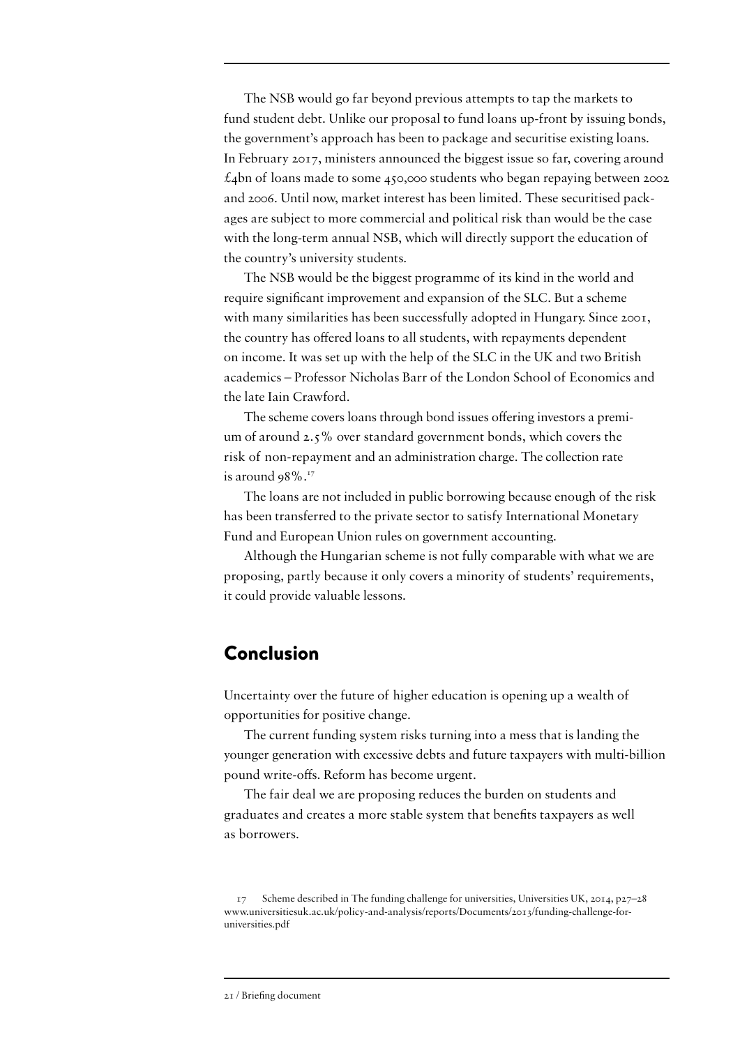The NSB would go far beyond previous attempts to tap the markets to fund student debt. Unlike our proposal to fund loans up-front by issuing bonds, the government's approach has been to package and securitise existing loans. In February 2017, ministers announced the biggest issue so far, covering around £4bn of loans made to some 450,000 students who began repaying between 2002 and 2006. Until now, market interest has been limited. These securitised packages are subject to more commercial and political risk than would be the case with the long-term annual NSB, which will directly support the education of the country's university students.

The NSB would be the biggest programme of its kind in the world and require significant improvement and expansion of the SLC. But a scheme with many similarities has been successfully adopted in Hungary. Since 2001, the country has offered loans to all students, with repayments dependent on income. It was set up with the help of the SLC in the UK and two British academics – Professor Nicholas Barr of the London School of Economics and the late Iain Crawford.

The scheme covers loans through bond issues offering investors a premium of around 2.5% over standard government bonds, which covers the risk of non-repayment and an administration charge. The collection rate is around 98%.[17]

The loans are not included in public borrowing because enough of the risk has been transferred to the private sector to satisfy International Monetary Fund and European Union rules on government accounting.

Although the Hungarian scheme is not fully comparable with what we are proposing, partly because it only covers a minority of students' requirements, it could provide valuable lessons.

## Conclusion

Uncertainty over the future of higher education is opening up a wealth of opportunities for positive change.

The current funding system risks turning into a mess that is landing the younger generation with excessive debts and future taxpayers with multi-billion pound write-offs. Reform has become urgent.

The fair deal we are proposing reduces the burden on students and graduates and creates a more stable system that benefits taxpayers as well as borrowers.

17 Scheme described in The funding challenge for universities, Universities UK, 2014, p27–28 www.universitiesuk.ac.uk/policy-and-analysis/reports/Documents/2013/funding-challenge-for-universities.pdf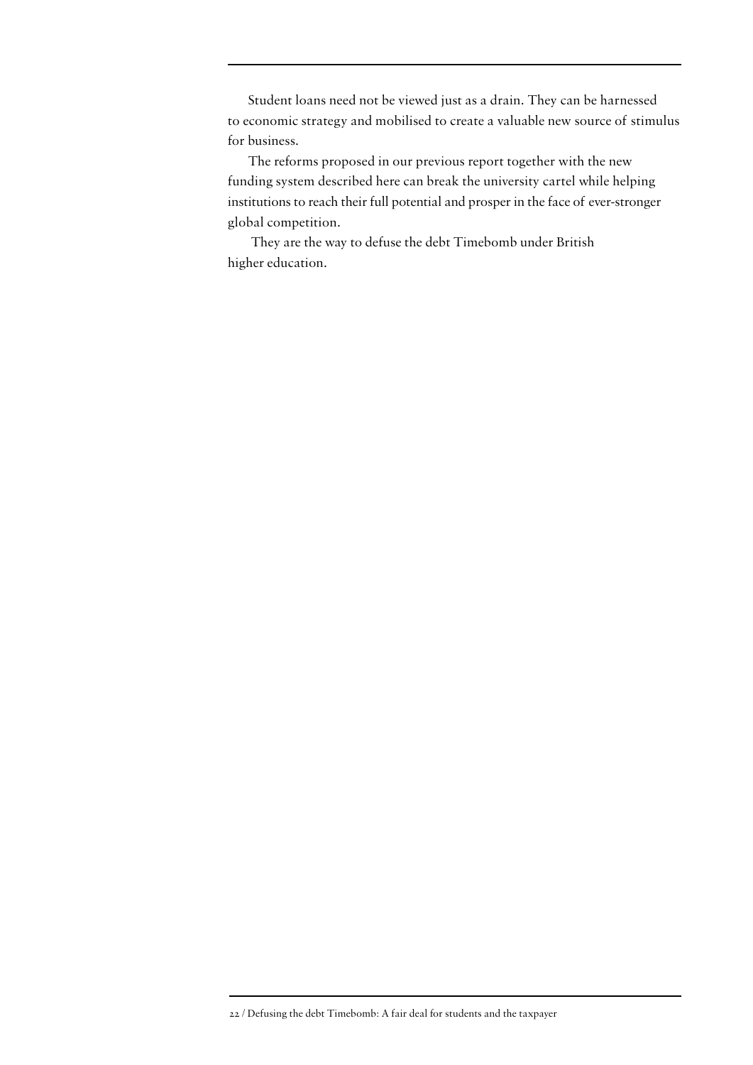Student loans need not be viewed just as a drain. They can be harnessed to economic strategy and mobilised to create a valuable new source of stimulus for business.

The reforms proposed in our previous report together with the new funding system described here can break the university cartel while helping institutions to reach their full potential and prosper in the face of ever-stronger global competition.

They are the way to defuse the debt Timebomb under British higher education.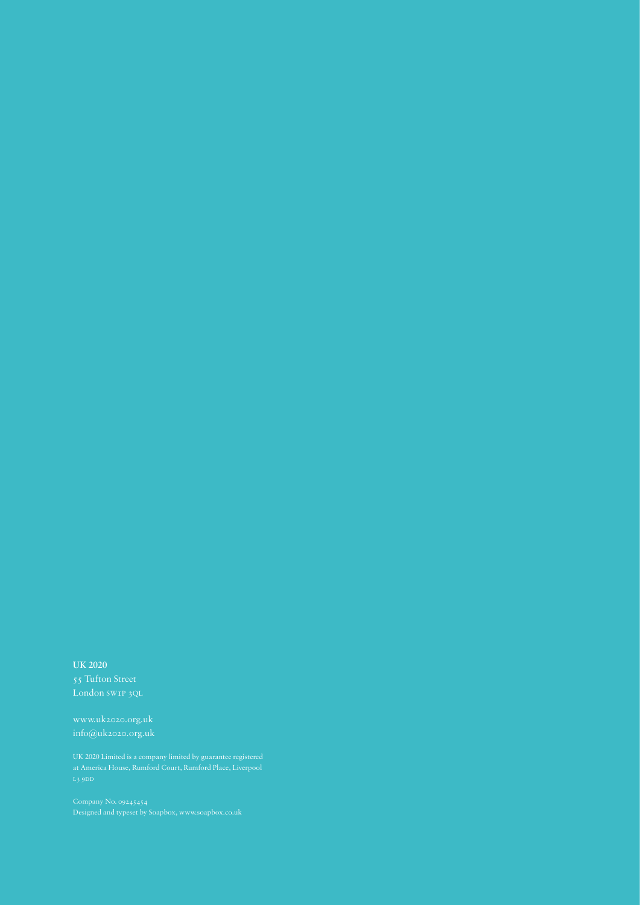**UK 2020**

55 Tufton Street
London SW1P 3QL

www.uk2020.org.uk
info@uk2020.org.uk

UK 2020 Limited is a company limited by guarantee registered at America House, Rumford Court, Rumford Place, Liverpool L3 9DD

Company No. 09245454
Designed and typeset by Soapbox, www.soapbox.co.uk